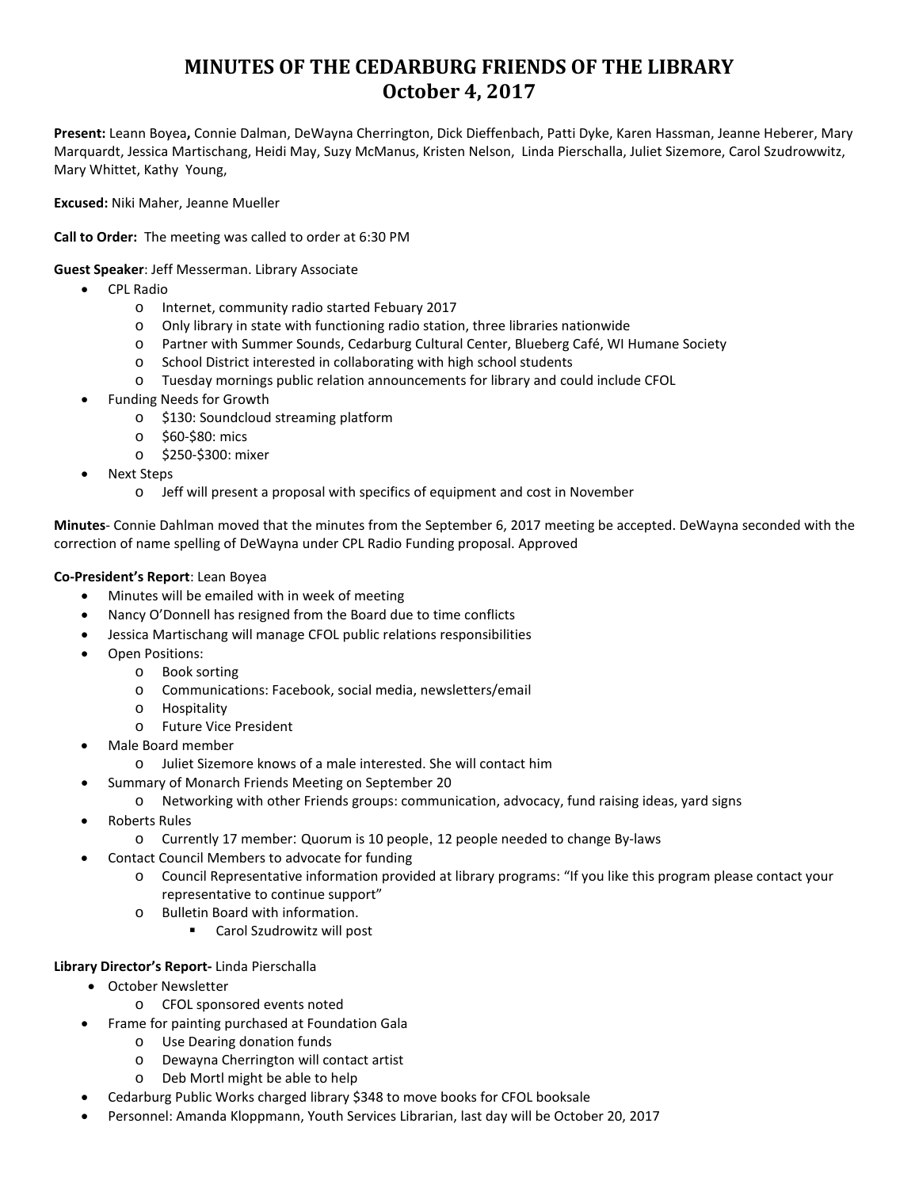# MINUTES OF THE CEDARBURG FRIENDS OF THE LIBRARY
# October 4, 2017

**Present:** Leann Boyea**,** Connie Dalman, DeWayna Cherrington, Dick Dieffenbach, Patti Dyke, Karen Hassman, Jeanne Heberer, Mary Marquardt, Jessica Martischang, Heidi May, Suzy McManus, Kristen Nelson, Linda Pierschalla, Juliet Sizemore, Carol Szudrowwitz, Mary Whittet, Kathy Young,

**Excused:** Niki Maher, Jeanne Mueller

**Call to Order:** The meeting was called to order at 6:30 PM

**Guest Speaker**: Jeff Messerman. Library Associate

- CPL Radio
  - Internet, community radio started Febuary 2017
  - Only library in state with functioning radio station, three libraries nationwide
  - Partner with Summer Sounds, Cedarburg Cultural Center, Blueberg Café, WI Humane Society
  - School District interested in collaborating with high school students
  - Tuesday mornings public relation announcements for library and could include CFOL
- Funding Needs for Growth
  - $130: Soundcloud streaming platform
  - $60-$80: mics
  - $250-$300: mixer
- Next Steps
  - Jeff will present a proposal with specifics of equipment and cost in November

**Minutes**- Connie Dahlman moved that the minutes from the September 6, 2017 meeting be accepted. DeWayna seconded with the correction of name spelling of DeWayna under CPL Radio Funding proposal. Approved

**Co-President's Report**: Lean Boyea

- Minutes will be emailed with in week of meeting
- Nancy O'Donnell has resigned from the Board due to time conflicts
- Jessica Martischang will manage CFOL public relations responsibilities
- Open Positions:
  - Book sorting
  - Communications: Facebook, social media, newsletters/email
  - Hospitality
  - Future Vice President
- Male Board member
  - Juliet Sizemore knows of a male interested. She will contact him
- Summary of Monarch Friends Meeting on September 20
  - Networking with other Friends groups: communication, advocacy, fund raising ideas, yard signs
- Roberts Rules
  - Currently 17 member: Quorum is 10 people, 12 people needed to change By-laws
- Contact Council Members to advocate for funding
  - Council Representative information provided at library programs: "If you like this program please contact your representative to continue support"
  - Bulletin Board with information.
    - Carol Szudrowitz will post

**Library Director's Report-** Linda Pierschalla

- October Newsletter
  - CFOL sponsored events noted
- Frame for painting purchased at Foundation Gala
  - Use Dearing donation funds
  - Dewayna Cherrington will contact artist
  - Deb Mortl might be able to help
- Cedarburg Public Works charged library $348 to move books for CFOL booksale
- Personnel: Amanda Kloppmann, Youth Services Librarian, last day will be October 20, 2017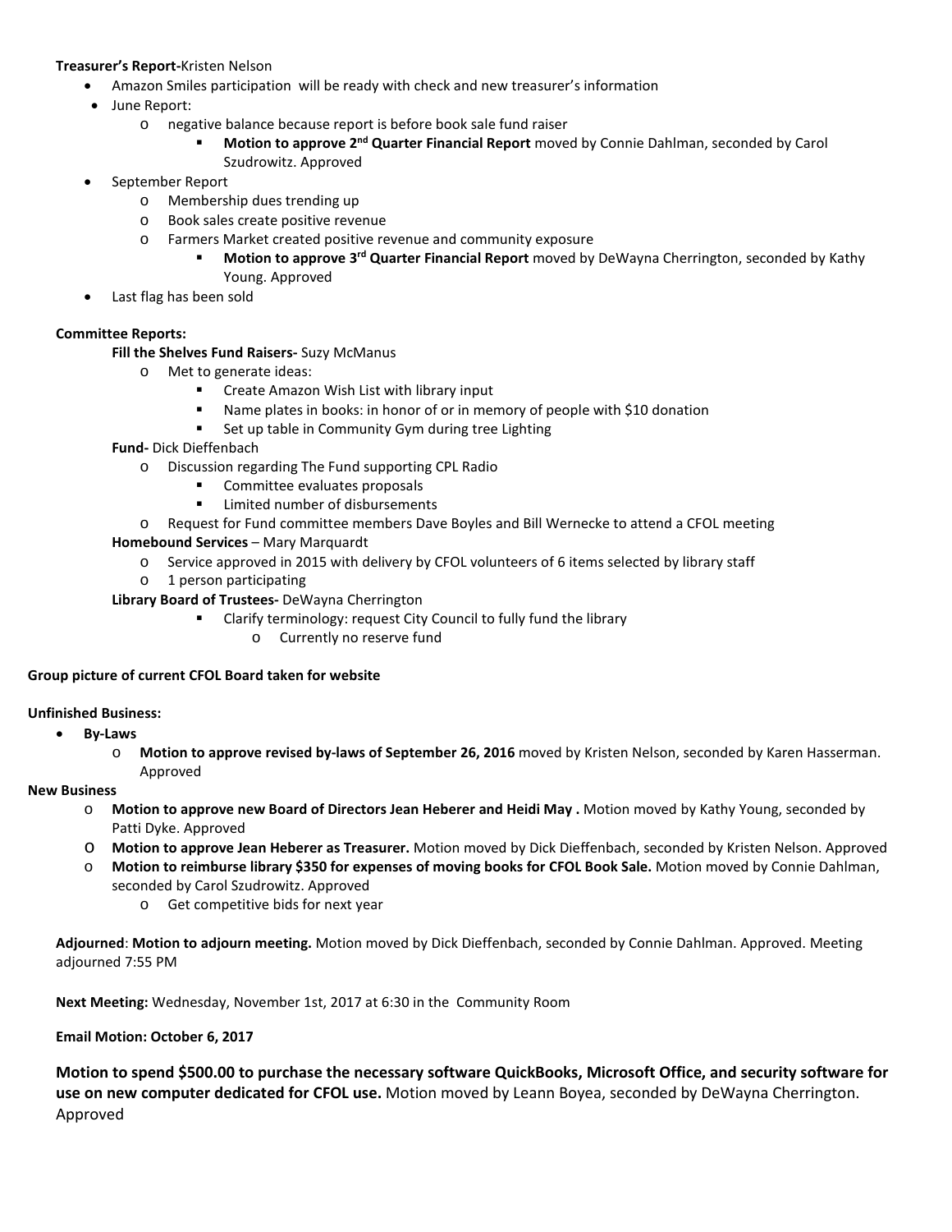**Treasurer's Report-**Kristen Nelson

- Amazon Smiles participation will be ready with check and new treasurer's information
- June Report:
  - negative balance because report is before book sale fund raiser
    - **Motion to approve 2nd Quarter Financial Report** moved by Connie Dahlman, seconded by Carol Szudrowitz. Approved
- September Report
  - Membership dues trending up
  - Book sales create positive revenue
  - Farmers Market created positive revenue and community exposure
    - **Motion to approve 3rd Quarter Financial Report** moved by DeWayna Cherrington, seconded by Kathy Young. Approved
- Last flag has been sold

**Committee Reports:**

**Fill the Shelves Fund Raisers-** Suzy McManus

- Met to generate ideas:
  - Create Amazon Wish List with library input
  - Name plates in books: in honor of or in memory of people with $10 donation
  - Set up table in Community Gym during tree Lighting

**Fund-** Dick Dieffenbach

- Discussion regarding The Fund supporting CPL Radio
  - Committee evaluates proposals
  - Limited number of disbursements
- Request for Fund committee members Dave Boyles and Bill Wernecke to attend a CFOL meeting

**Homebound Services** – Mary Marquardt

- Service approved in 2015 with delivery by CFOL volunteers of 6 items selected by library staff
- 1 person participating

**Library Board of Trustees-** DeWayna Cherrington

- Clarify terminology: request City Council to fully fund the library
  - Currently no reserve fund

**Group picture of current CFOL Board taken for website**

**Unfinished Business:**

- **By-Laws**
  - **Motion to approve revised by-laws of September 26, 2016** moved by Kristen Nelson, seconded by Karen Hasserman. Approved

**New Business**

- **Motion to approve new Board of Directors Jean Heberer and Heidi May .** Motion moved by Kathy Young, seconded by Patti Dyke. Approved
- **Motion to approve Jean Heberer as Treasurer.** Motion moved by Dick Dieffenbach, seconded by Kristen Nelson. Approved
- **Motion to reimburse library $350 for expenses of moving books for CFOL Book Sale.** Motion moved by Connie Dahlman, seconded by Carol Szudrowitz. Approved
  - Get competitive bids for next year

**Adjourned**: **Motion to adjourn meeting.** Motion moved by Dick Dieffenbach, seconded by Connie Dahlman. Approved. Meeting adjourned 7:55 PM

**Next Meeting:** Wednesday, November 1st, 2017 at 6:30 in the Community Room

**Email Motion: October 6, 2017**

**Motion to spend $500.00 to purchase the necessary software QuickBooks, Microsoft Office, and security software for use on new computer dedicated for CFOL use.** Motion moved by Leann Boyea, seconded by DeWayna Cherrington. Approved